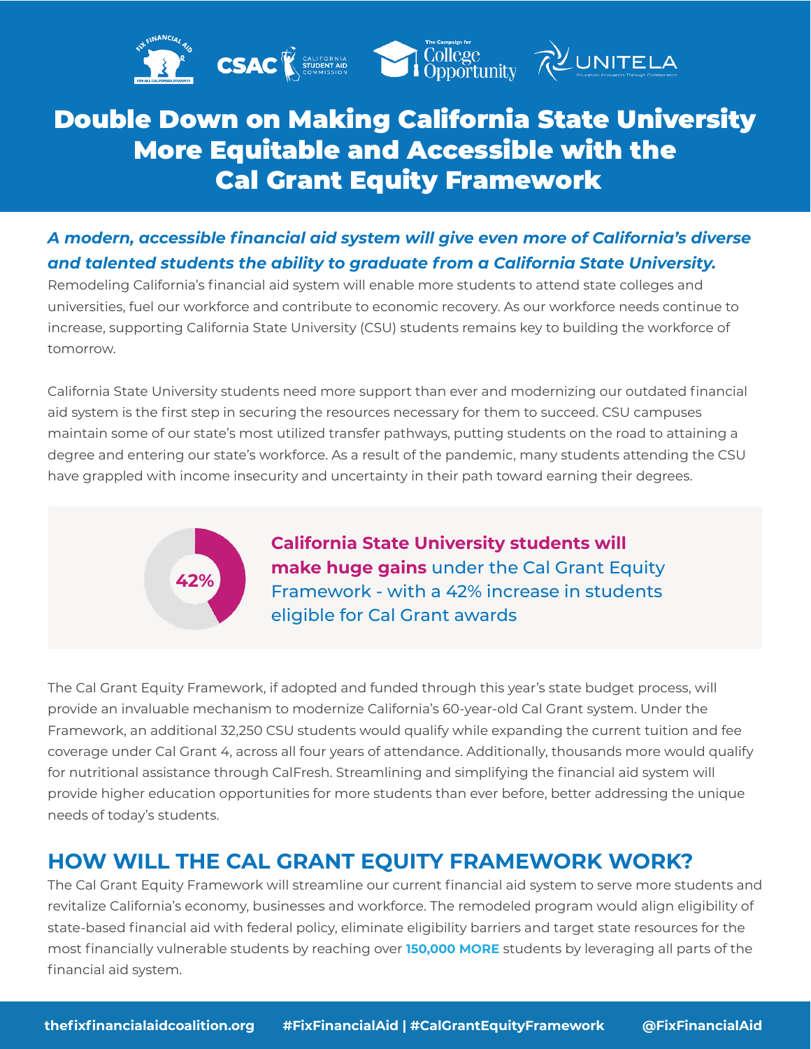# Double Down on Making California State University More Equitable and Accessible with the Cal Grant Equity Framework

***A modern, accessible financial aid system will give even more of California's diverse and talented students the ability to graduate from a California State University.***

Remodeling California's financial aid system will enable more students to attend state colleges and universities, fuel our workforce and contribute to economic recovery. As our workforce needs continue to increase, supporting California State University (CSU) students remains key to building the workforce of tomorrow.

California State University students need more support than ever and modernizing our outdated financial aid system is the first step in securing the resources necessary for them to succeed. CSU campuses maintain some of our state's most utilized transfer pathways, putting students on the road to attaining a degree and entering our state's workforce. As a result of the pandemic, many students attending the CSU have grappled with income insecurity and uncertainty in their path toward earning their degrees.

42%

**California State University students will make huge gains** under the Cal Grant Equity Framework - with a 42% increase in students eligible for Cal Grant awards

The Cal Grant Equity Framework, if adopted and funded through this year's state budget process, will provide an invaluable mechanism to modernize California's 60-year-old Cal Grant system. Under the Framework, an additional 32,250 CSU students would qualify while expanding the current tuition and fee coverage under Cal Grant 4, across all four years of attendance. Additionally, thousands more would qualify for nutritional assistance through CalFresh. Streamlining and simplifying the financial aid system will provide higher education opportunities for more students than ever before, better addressing the unique needs of today's students.

## HOW WILL THE CAL GRANT EQUITY FRAMEWORK WORK?

The Cal Grant Equity Framework will streamline our current financial aid system to serve more students and revitalize California's economy, businesses and workforce. The remodeled program would align eligibility of state-based financial aid with federal policy, eliminate eligibility barriers and target state resources for the most financially vulnerable students by reaching over **150,000 MORE** students by leveraging all parts of the financial aid system.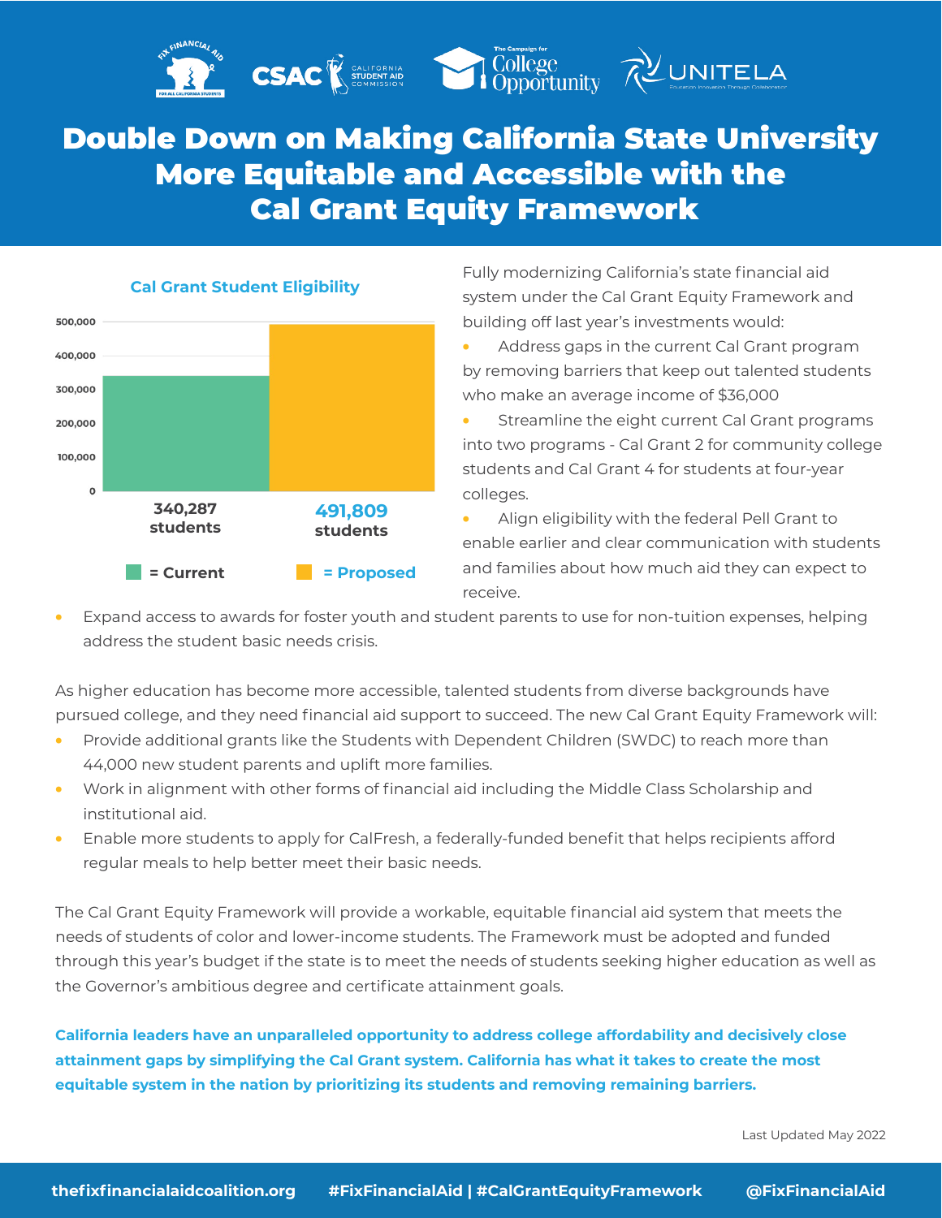# Double Down on Making California State University More Equitable and Accessible with the Cal Grant Equity Framework

**Cal Grant Student Eligibility**

500,000
400,000
300,000
200,000
100,000
0

**340,287 students**

**491,809 students**

= Current

= Proposed

Fully modernizing California's state financial aid system under the Cal Grant Equity Framework and building off last year's investments would:

- Address gaps in the current Cal Grant program by removing barriers that keep out talented students who make an average income of $36,000
- Streamline the eight current Cal Grant programs into two programs - Cal Grant 2 for community college students and Cal Grant 4 for students at four-year colleges.
- Align eligibility with the federal Pell Grant to enable earlier and clear communication with students and families about how much aid they can expect to receive.
- Expand access to awards for foster youth and student parents to use for non-tuition expenses, helping address the student basic needs crisis.

As higher education has become more accessible, talented students from diverse backgrounds have pursued college, and they need financial aid support to succeed. The new Cal Grant Equity Framework will:

- Provide additional grants like the Students with Dependent Children (SWDC) to reach more than 44,000 new student parents and uplift more families.
- Work in alignment with other forms of financial aid including the Middle Class Scholarship and institutional aid.
- Enable more students to apply for CalFresh, a federally-funded benefit that helps recipients afford regular meals to help better meet their basic needs.

The Cal Grant Equity Framework will provide a workable, equitable financial aid system that meets the needs of students of color and lower-income students. The Framework must be adopted and funded through this year's budget if the state is to meet the needs of students seeking higher education as well as the Governor's ambitious degree and certificate attainment goals.

**California leaders have an unparalleled opportunity to address college affordability and decisively close attainment gaps by simplifying the Cal Grant system. California has what it takes to create the most equitable system in the nation by prioritizing its students and removing remaining barriers.**

Last Updated May 2022

**thefixfinancialaidcoalition.org** **#FixFinancialAid | #CalGrantEquityFramework** **@FixFinancialAid**